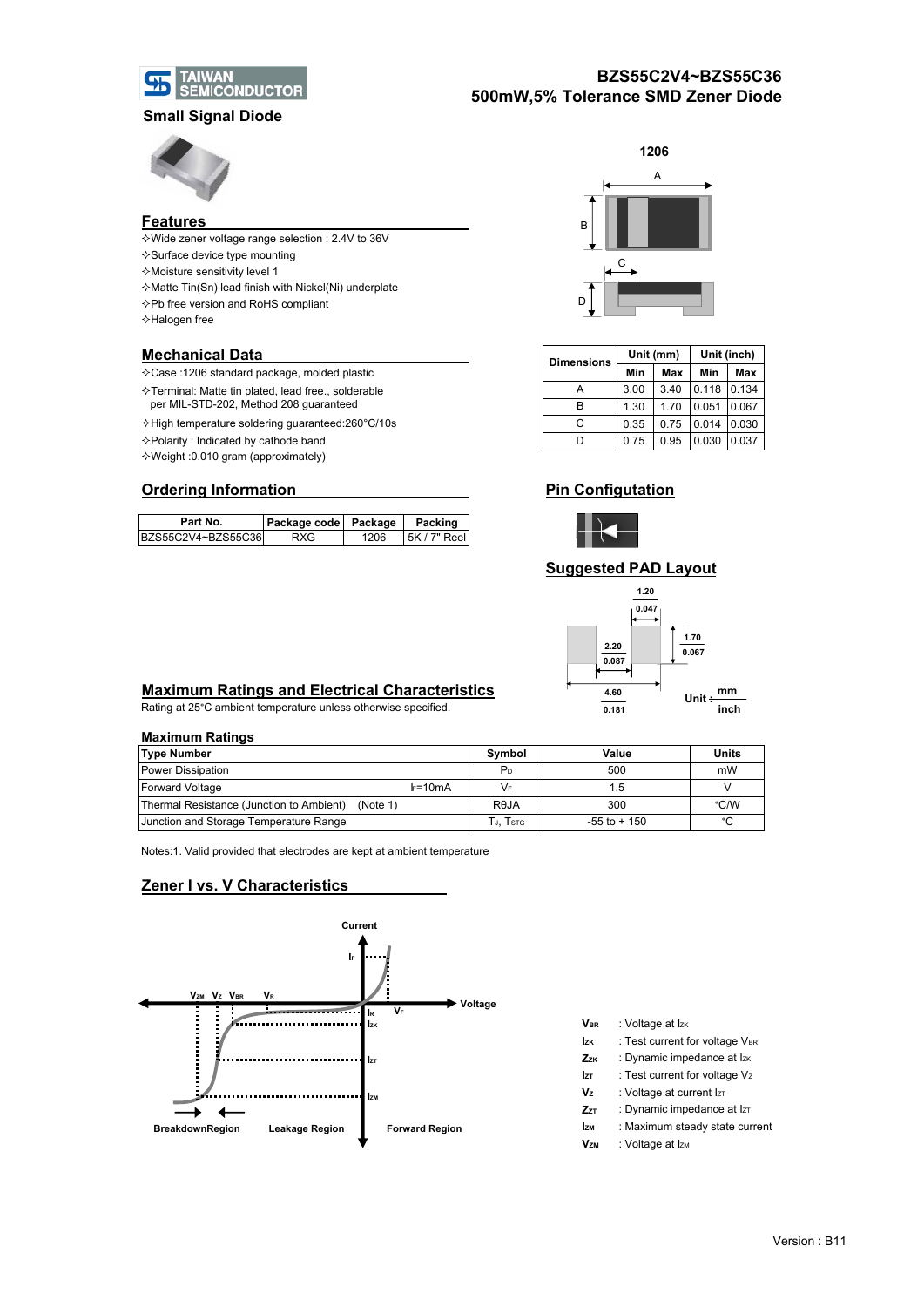# BZS55C2V4~BZS55C36

## 500mW,5% Tolerance SMD Zener Diode

TAIWAN SEMICONDUCTOR

**Small Signal Diode**

## Features

- ✧Wide zener voltage range selection : 2.4V to 36V
- ✧Surface device type mounting
- ✧Moisture sensitivity level 1
- ✧Matte Tin(Sn) lead finish with Nickel(Ni) underplate
- ✧Pb free version and RoHS compliant
- ✧Halogen free

## Mechanical Data

- ✧Case :1206 standard package, molded plastic
- ✧Terminal: Matte tin plated, lead free., solderable per MIL-STD-202, Method 208 guaranteed
- ✧High temperature soldering guaranteed:260°C/10s
- ✧Polarity : Indicated by cathode band
- ✧Weight :0.010 gram (approximately)

1206

| Dimensions | Unit (mm) | | Unit (inch) | |
|---|---|---|---|---|
| | Min | Max | Min | Max |
| A | 3.00 | 3.40 | 0.118 | 0.134 |
| B | 1.30 | 1.70 | 0.051 | 0.067 |
| C | 0.35 | 0.75 | 0.014 | 0.030 |
| D | 0.75 | 0.95 | 0.030 | 0.037 |

## Ordering Information

| Part No. | Package code | Package | Packing |
|---|---|---|---|
| BZS55C2V4~BZS55C36 | RXG | 1206 | 5K / 7" Reel |

## Pin Configutation

## Suggested PAD Layout

1.20 / 0.047; 1.70 / 0.067; 2.20 / 0.087; 4.60 / 0.181

Unit : mm / inch

## Maximum Ratings and Electrical Characteristics

Rating at 25°C ambient temperature unless otherwise specified.

### Maximum Ratings

| Type Number | Symbol | Value | Units |
|---|---|---|---|
| Power Dissipation | $P_D$ | 500 | mW |
| Forward Voltage $I_F$=10mA | $V_F$ | 1.5 | V |
| Thermal Resistance (Junction to Ambient) (Note 1) | RθJA | 300 | °C/W |
| Junction and Storage Temperature Range | $T_J$, $T_{STG}$ | -55 to + 150 | °C |

Notes:1. Valid provided that electrodes are kept at ambient temperature

## Zener I vs. V Characteristics

Current; Voltage; $I_F$; $V_{ZM}$ $V_Z$ $V_{BR}$ $V_R$; $I_R$ $V_F$; $I_{ZK}$; $I_{ZT}$; $I_{ZM}$

BreakdownRegion Leakage Region Forward Region

- $V_{BR}$ : Voltage at $I_{ZK}$
- $I_{ZK}$ : Test current for voltage $V_{BR}$
- $Z_{ZK}$ : Dynamic impedance at $I_{ZK}$
- $I_{ZT}$ : Test current for voltage $V_Z$
- $V_Z$ : Voltage at current $I_{ZT}$
- $Z_{ZT}$ : Dynamic impedance at $I_{ZT}$
- $I_{ZM}$ : Maximum steady state current
- $V_{ZM}$ : Voltage at $I_{ZM}$

Version : B11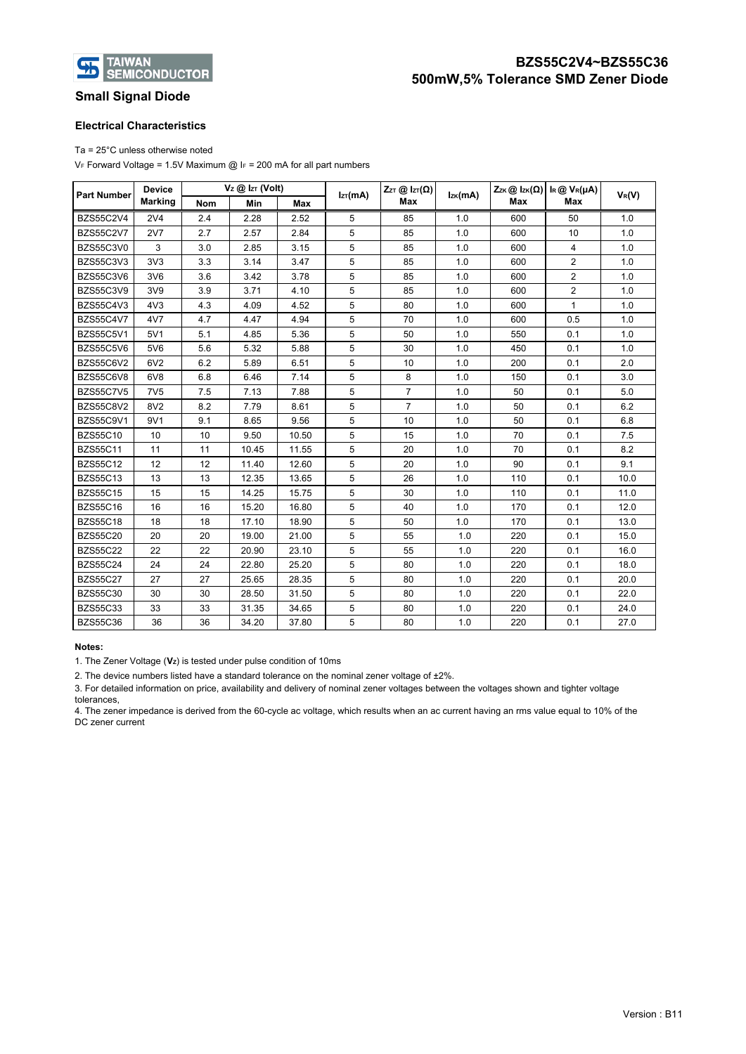## Small Signal Diode

# BZS55C2V4~BZS55C36
## 500mW,5% Tolerance SMD Zener Diode

### Electrical Characteristics

Ta = 25°C unless otherwise noted

$V_F$ Forward Voltage = 1.5V Maximum @ $I_F$ = 200 mA for all part numbers

| Part Number | Device Marking | $V_Z$ @ $I_{ZT}$ (Volt) | | | $I_{ZT}$(mA) | $Z_{ZT}$ @ $I_{ZT}$(Ω) | $I_{ZK}$(mA) | $Z_{ZK}$ @ $I_{ZK}$(Ω) | $I_R$ @ $V_R$(μA) | $V_R$(V) |
|---|---|---|---|---|---|---|---|---|---|---|
| | | Nom | Min | Max | | Max | | Max | Max | |
| BZS55C2V4 | 2V4 | 2.4 | 2.28 | 2.52 | 5 | 85 | 1.0 | 600 | 50 | 1.0 |
| BZS55C2V7 | 2V7 | 2.7 | 2.57 | 2.84 | 5 | 85 | 1.0 | 600 | 10 | 1.0 |
| BZS55C3V0 | 3 | 3.0 | 2.85 | 3.15 | 5 | 85 | 1.0 | 600 | 4 | 1.0 |
| BZS55C3V3 | 3V3 | 3.3 | 3.14 | 3.47 | 5 | 85 | 1.0 | 600 | 2 | 1.0 |
| BZS55C3V6 | 3V6 | 3.6 | 3.42 | 3.78 | 5 | 85 | 1.0 | 600 | 2 | 1.0 |
| BZS55C3V9 | 3V9 | 3.9 | 3.71 | 4.10 | 5 | 85 | 1.0 | 600 | 2 | 1.0 |
| BZS55C4V3 | 4V3 | 4.3 | 4.09 | 4.52 | 5 | 80 | 1.0 | 600 | 1 | 1.0 |
| BZS55C4V7 | 4V7 | 4.7 | 4.47 | 4.94 | 5 | 70 | 1.0 | 600 | 0.5 | 1.0 |
| BZS55C5V1 | 5V1 | 5.1 | 4.85 | 5.36 | 5 | 50 | 1.0 | 550 | 0.1 | 1.0 |
| BZS55C5V6 | 5V6 | 5.6 | 5.32 | 5.88 | 5 | 30 | 1.0 | 450 | 0.1 | 1.0 |
| BZS55C6V2 | 6V2 | 6.2 | 5.89 | 6.51 | 5 | 10 | 1.0 | 200 | 0.1 | 2.0 |
| BZS55C6V8 | 6V8 | 6.8 | 6.46 | 7.14 | 5 | 8 | 1.0 | 150 | 0.1 | 3.0 |
| BZS55C7V5 | 7V5 | 7.5 | 7.13 | 7.88 | 5 | 7 | 1.0 | 50 | 0.1 | 5.0 |
| BZS55C8V2 | 8V2 | 8.2 | 7.79 | 8.61 | 5 | 7 | 1.0 | 50 | 0.1 | 6.2 |
| BZS55C9V1 | 9V1 | 9.1 | 8.65 | 9.56 | 5 | 10 | 1.0 | 50 | 0.1 | 6.8 |
| BZS55C10 | 10 | 10 | 9.50 | 10.50 | 5 | 15 | 1.0 | 70 | 0.1 | 7.5 |
| BZS55C11 | 11 | 11 | 10.45 | 11.55 | 5 | 20 | 1.0 | 70 | 0.1 | 8.2 |
| BZS55C12 | 12 | 12 | 11.40 | 12.60 | 5 | 20 | 1.0 | 90 | 0.1 | 9.1 |
| BZS55C13 | 13 | 13 | 12.35 | 13.65 | 5 | 26 | 1.0 | 110 | 0.1 | 10.0 |
| BZS55C15 | 15 | 15 | 14.25 | 15.75 | 5 | 30 | 1.0 | 110 | 0.1 | 11.0 |
| BZS55C16 | 16 | 16 | 15.20 | 16.80 | 5 | 40 | 1.0 | 170 | 0.1 | 12.0 |
| BZS55C18 | 18 | 18 | 17.10 | 18.90 | 5 | 50 | 1.0 | 170 | 0.1 | 13.0 |
| BZS55C20 | 20 | 20 | 19.00 | 21.00 | 5 | 55 | 1.0 | 220 | 0.1 | 15.0 |
| BZS55C22 | 22 | 22 | 20.90 | 23.10 | 5 | 55 | 1.0 | 220 | 0.1 | 16.0 |
| BZS55C24 | 24 | 24 | 22.80 | 25.20 | 5 | 80 | 1.0 | 220 | 0.1 | 18.0 |
| BZS55C27 | 27 | 27 | 25.65 | 28.35 | 5 | 80 | 1.0 | 220 | 0.1 | 20.0 |
| BZS55C30 | 30 | 30 | 28.50 | 31.50 | 5 | 80 | 1.0 | 220 | 0.1 | 22.0 |
| BZS55C33 | 33 | 33 | 31.35 | 34.65 | 5 | 80 | 1.0 | 220 | 0.1 | 24.0 |
| BZS55C36 | 36 | 36 | 34.20 | 37.80 | 5 | 80 | 1.0 | 220 | 0.1 | 27.0 |

**Notes:**

1. The Zener Voltage (**$V_Z$**) is tested under pulse condition of 10ms
2. The device numbers listed have a standard tolerance on the nominal zener voltage of ±2%.
3. For detailed information on price, availability and delivery of nominal zener voltages between the voltages shown and tighter voltage tolerances,
4. The zener impedance is derived from the 60-cycle ac voltage, which results when an ac current having an rms value equal to 10% of the DC zener current

Version : B11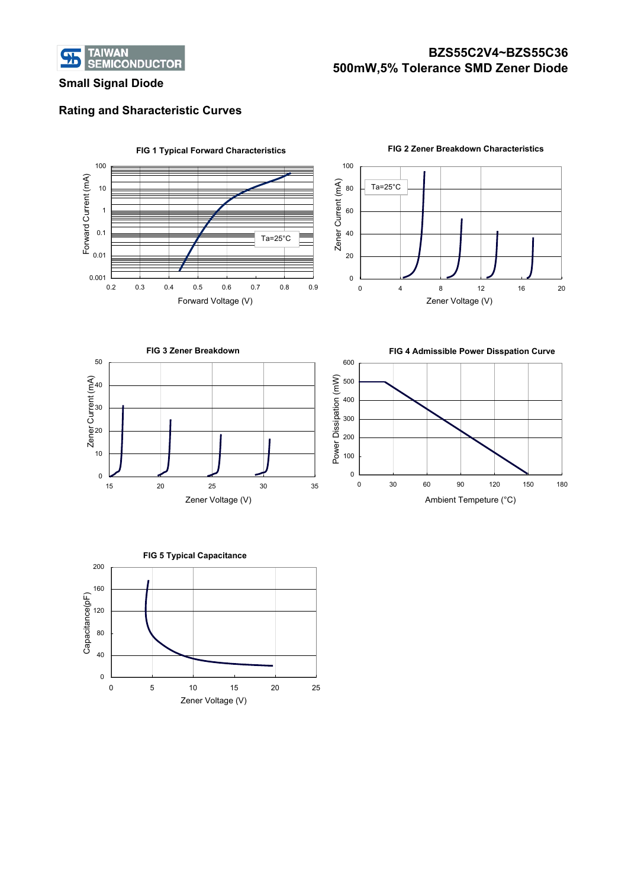BZS55C2V4~BZS55C36
500mW,5% Tolerance SMD Zener Diode

Small Signal Diode

## Rating and Characteristic Curves

**FIG 1 Typical Forward Characteristics**

Forward Current (mA)
100
10
1
0.1
0.01
0.001
0.2 0.3 0.4 0.5 0.6 0.7 0.8 0.9
Forward Voltage (V)
Ta=25°C

**FIG 2 Zener Breakdown Characteristics**

Zener Current (mA)
100
80
60
40
20
0
0 4 8 12 16 20
Zener Voltage (V)
Ta=25°C

**FIG 3 Zener Breakdown**

Zener Current (mA)
50
40
30
20
10
0
15 20 25 30 35
Zener Voltage (V)

**FIG 4 Admissible Power Disspation Curve**

Power Dissipation (mW)
600
500
400
300
200
100
0
0 30 60 90 120 150 180
Ambient Tempeture (°C)

**FIG 5 Typical Capacitance**

Capacitance(pF)
200
160
120
80
40
0
0 5 10 15 20 25
Zener Voltage (V)